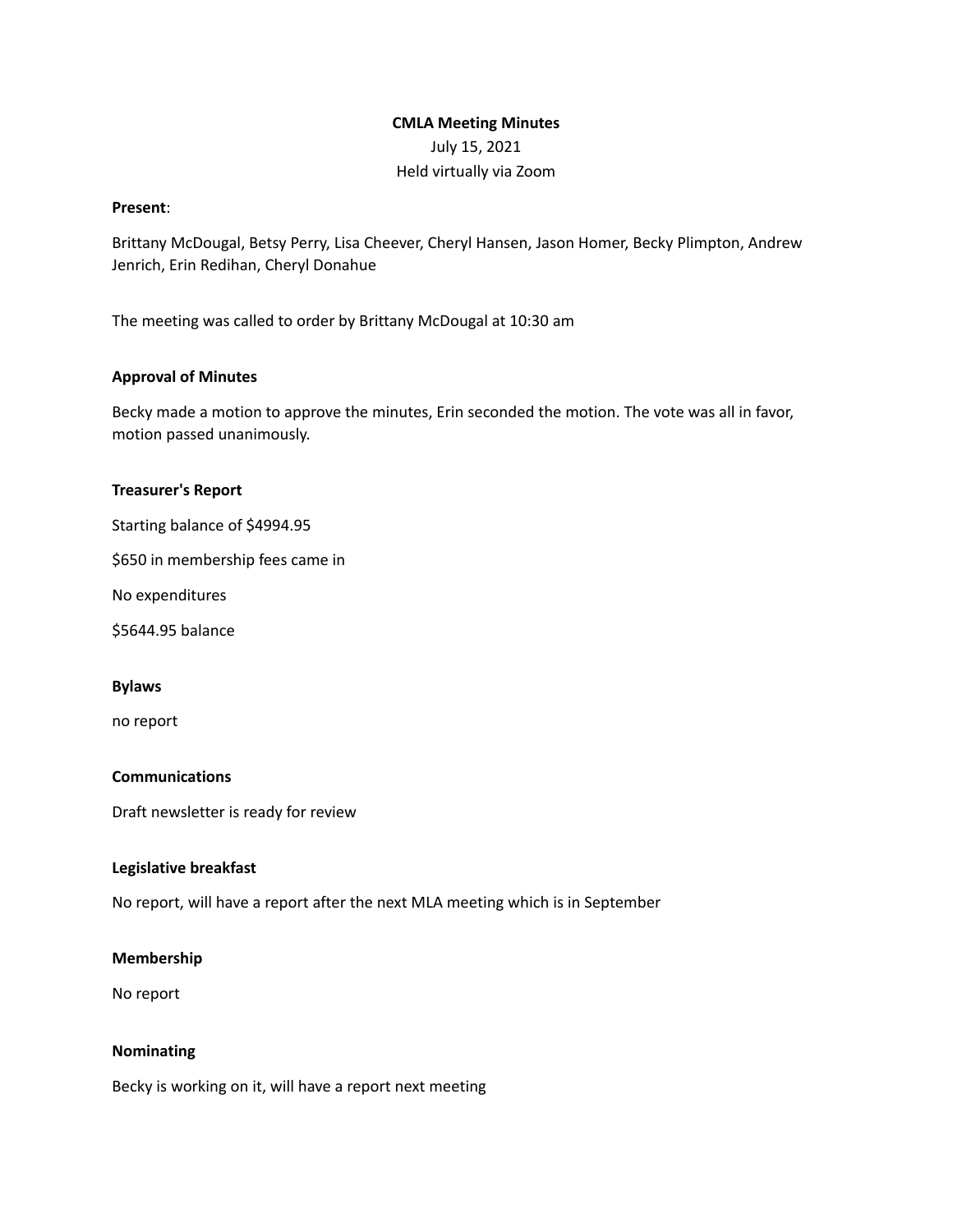# CMLA Meeting Minutes

July 15, 2021

Held virtually via Zoom

**Present**:

Brittany McDougal, Betsy Perry, Lisa Cheever, Cheryl Hansen, Jason Homer, Becky Plimpton, Andrew Jenrich, Erin Redihan, Cheryl Donahue

The meeting was called to order by Brittany McDougal at 10:30 am

**Approval of Minutes**

Becky made a motion to approve the minutes, Erin seconded the motion. The vote was all in favor, motion passed unanimously.

**Treasurer's Report**

Starting balance of $4994.95

$650 in membership fees came in

No expenditures

$5644.95 balance

**Bylaws**

no report

**Communications**

Draft newsletter is ready for review

**Legislative breakfast**

No report, will have a report after the next MLA meeting which is in September

**Membership**

No report

**Nominating**

Becky is working on it, will have a report next meeting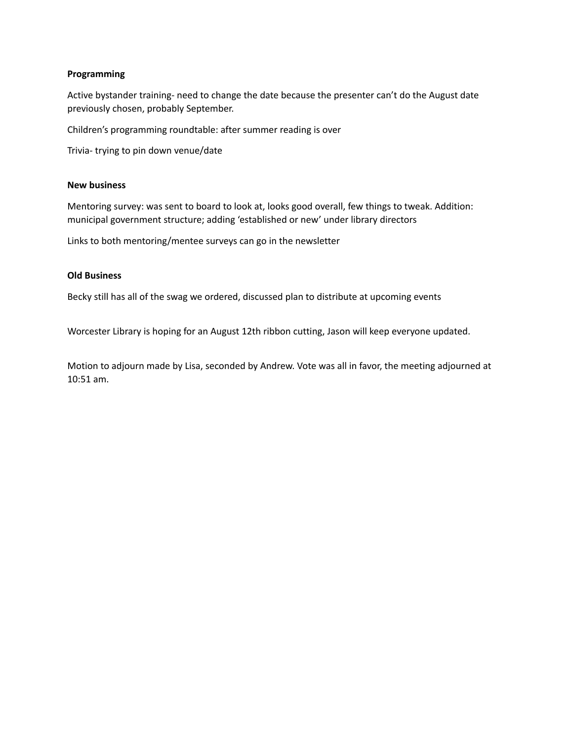**Programming**

Active bystander training- need to change the date because the presenter can't do the August date previously chosen, probably September.

Children's programming roundtable: after summer reading is over

Trivia- trying to pin down venue/date

**New business**

Mentoring survey: was sent to board to look at, looks good overall, few things to tweak. Addition: municipal government structure; adding 'established or new' under library directors

Links to both mentoring/mentee surveys can go in the newsletter

**Old Business**

Becky still has all of the swag we ordered, discussed plan to distribute at upcoming events

Worcester Library is hoping for an August 12th ribbon cutting, Jason will keep everyone updated.

Motion to adjourn made by Lisa, seconded by Andrew. Vote was all in favor, the meeting adjourned at 10:51 am.